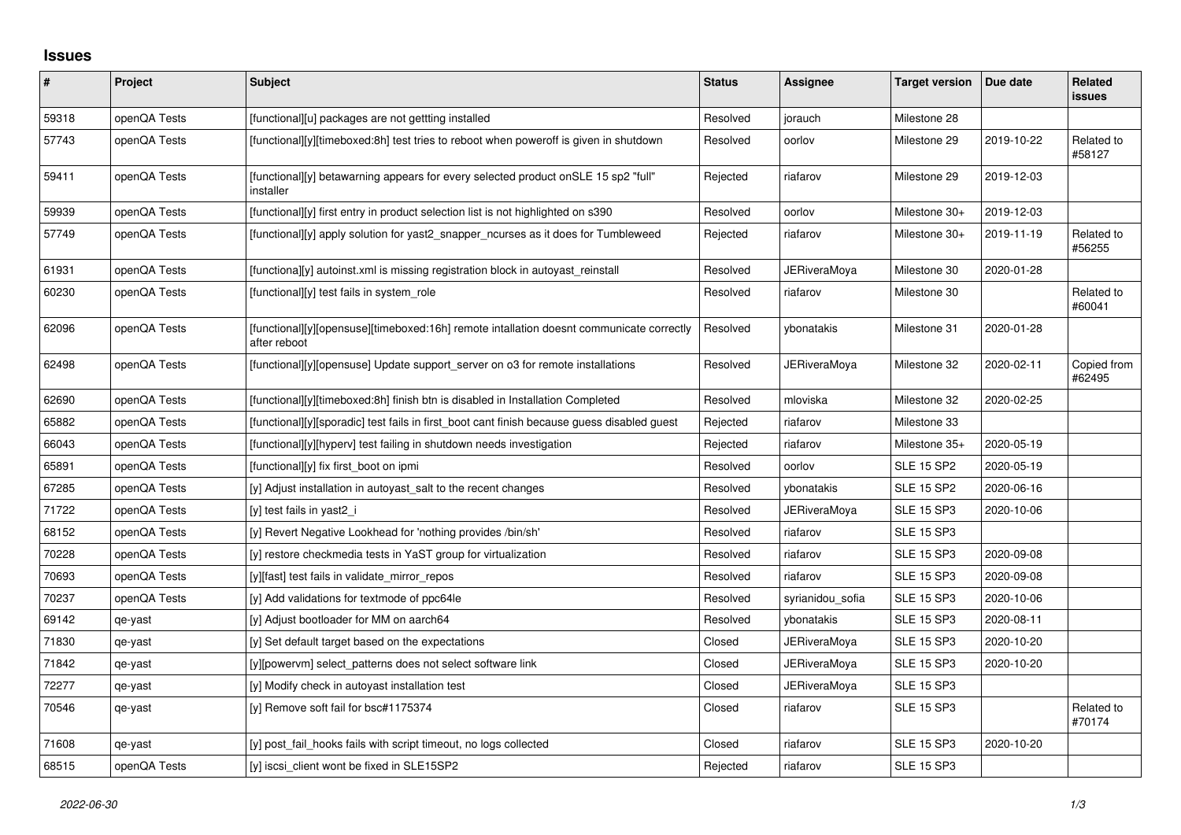## Issues

| # | Project | Subject | Status | Assignee | Target version | Due date | Related issues |
|---|---|---|---|---|---|---|---|
| 59318 | openQA Tests | [functional][u] packages are not gettting installed | Resolved | jorauch | Milestone 28 | | |
| 57743 | openQA Tests | [functional][y][timeboxed:8h] test tries to reboot when poweroff is given in shutdown | Resolved | oorlov | Milestone 29 | 2019-10-22 | Related to #58127 |
| 59411 | openQA Tests | [functional][y] betawarning appears for every selected product onSLE 15 sp2 "full" installer | Rejected | riafarov | Milestone 29 | 2019-12-03 | |
| 59939 | openQA Tests | [functional][y] first entry in product selection list is not highlighted on s390 | Resolved | oorlov | Milestone 30+ | 2019-12-03 | |
| 57749 | openQA Tests | [functional][y] apply solution for yast2_snapper_ncurses as it does for Tumbleweed | Rejected | riafarov | Milestone 30+ | 2019-11-19 | Related to #56255 |
| 61931 | openQA Tests | [functiona][y] autoinst.xml is missing registration block in autoyast_reinstall | Resolved | JERiveraMoya | Milestone 30 | 2020-01-28 | |
| 60230 | openQA Tests | [functional][y] test fails in system_role | Resolved | riafarov | Milestone 30 | | Related to #60041 |
| 62096 | openQA Tests | [functional][y][opensuse][timeboxed:16h] remote intallation doesnt communicate correctly after reboot | Resolved | ybonatakis | Milestone 31 | 2020-01-28 | |
| 62498 | openQA Tests | [functional][y][opensuse] Update support_server on o3 for remote installations | Resolved | JERiveraMoya | Milestone 32 | 2020-02-11 | Copied from #62495 |
| 62690 | openQA Tests | [functional][y][timeboxed:8h] finish btn is disabled in Installation Completed | Resolved | mloviska | Milestone 32 | 2020-02-25 | |
| 65882 | openQA Tests | [functional][y][sporadic] test fails in first_boot cant finish because guess disabled guest | Rejected | riafarov | Milestone 33 | | |
| 66043 | openQA Tests | [functional][y][hyperv] test failing in shutdown needs investigation | Rejected | riafarov | Milestone 35+ | 2020-05-19 | |
| 65891 | openQA Tests | [functional][y] fix first_boot on ipmi | Resolved | oorlov | SLE 15 SP2 | 2020-05-19 | |
| 67285 | openQA Tests | [y] Adjust installation in autoyast_salt to the recent changes | Resolved | ybonatakis | SLE 15 SP2 | 2020-06-16 | |
| 71722 | openQA Tests | [y] test fails in yast2_i | Resolved | JERiveraMoya | SLE 15 SP3 | 2020-10-06 | |
| 68152 | openQA Tests | [y] Revert Negative Lookhead for 'nothing provides /bin/sh' | Resolved | riafarov | SLE 15 SP3 | | |
| 70228 | openQA Tests | [y] restore checkmedia tests in YaST group for virtualization | Resolved | riafarov | SLE 15 SP3 | 2020-09-08 | |
| 70693 | openQA Tests | [y][fast] test fails in validate_mirror_repos | Resolved | riafarov | SLE 15 SP3 | 2020-09-08 | |
| 70237 | openQA Tests | [y] Add validations for textmode of ppc64le | Resolved | syrianidou_sofia | SLE 15 SP3 | 2020-10-06 | |
| 69142 | qe-yast | [y] Adjust bootloader for MM on aarch64 | Resolved | ybonatakis | SLE 15 SP3 | 2020-08-11 | |
| 71830 | qe-yast | [y] Set default target based on the expectations | Closed | JERiveraMoya | SLE 15 SP3 | 2020-10-20 | |
| 71842 | qe-yast | [y][powervm] select_patterns does not select software link | Closed | JERiveraMoya | SLE 15 SP3 | 2020-10-20 | |
| 72277 | qe-yast | [y] Modify check in autoyast installation test | Closed | JERiveraMoya | SLE 15 SP3 | | |
| 70546 | qe-yast | [y] Remove soft fail for bsc#1175374 | Closed | riafarov | SLE 15 SP3 | | Related to #70174 |
| 71608 | qe-yast | [y] post_fail_hooks fails with script timeout, no logs collected | Closed | riafarov | SLE 15 SP3 | 2020-10-20 | |
| 68515 | openQA Tests | [y] iscsi_client wont be fixed in SLE15SP2 | Rejected | riafarov | SLE 15 SP3 | | |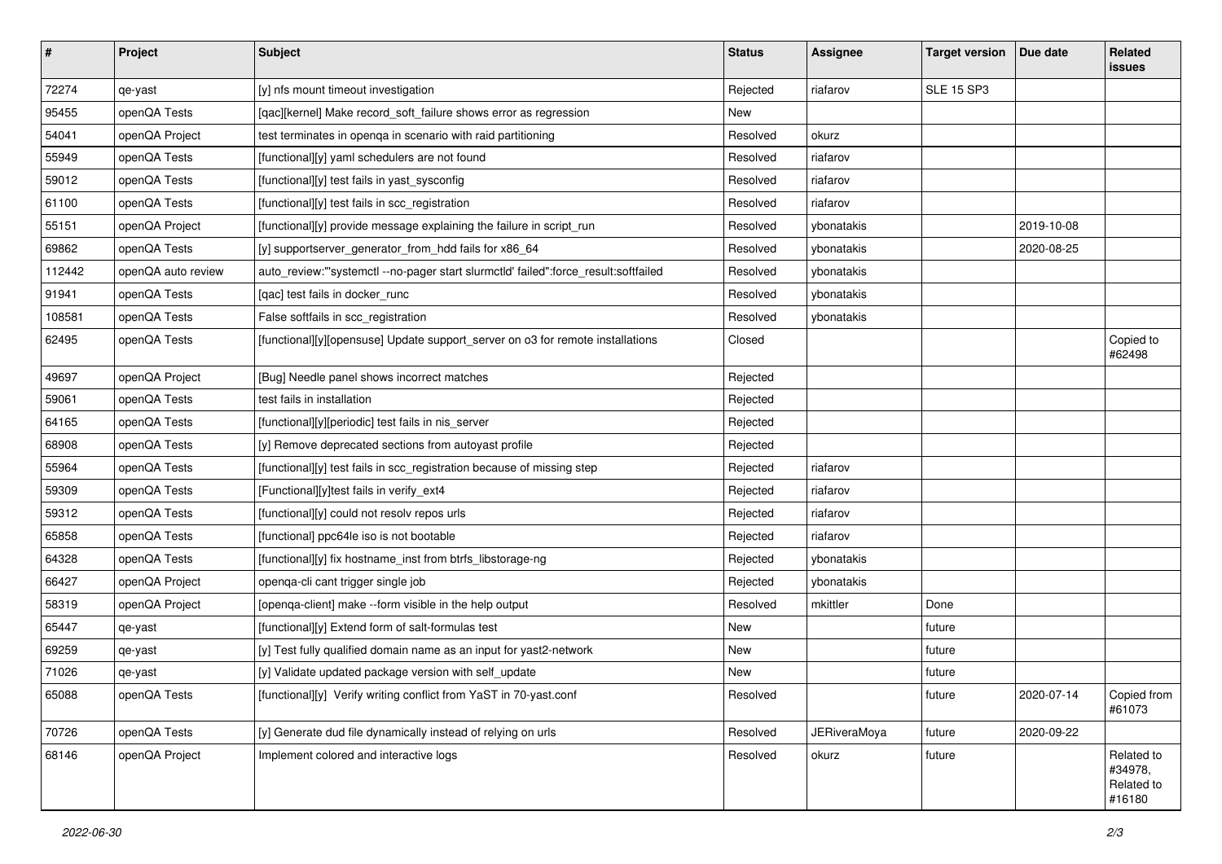| # | Project | Subject | Status | Assignee | Target version | Due date | Related issues |
|---|---|---|---|---|---|---|---|
| 72274 | qe-yast | [y] nfs mount timeout investigation | Rejected | riafarov | SLE 15 SP3 | | |
| 95455 | openQA Tests | [qac][kernel] Make record_soft_failure shows error as regression | New | | | | |
| 54041 | openQA Project | test terminates in openqa in scenario with raid partitioning | Resolved | okurz | | | |
| 55949 | openQA Tests | [functional][y] yaml schedulers are not found | Resolved | riafarov | | | |
| 59012 | openQA Tests | [functional][y] test fails in yast_sysconfig | Resolved | riafarov | | | |
| 61100 | openQA Tests | [functional][y] test fails in scc_registration | Resolved | riafarov | | | |
| 55151 | openQA Project | [functional][y] provide message explaining the failure in script_run | Resolved | ybonatakis | | 2019-10-08 | |
| 69862 | openQA Tests | [y] supportserver_generator_from_hdd fails for x86_64 | Resolved | ybonatakis | | 2020-08-25 | |
| 112442 | openQA auto review | auto_review:"'systemctl --no-pager start slurmctld' failed":force_result:softfailed | Resolved | ybonatakis | | | |
| 91941 | openQA Tests | [qac] test fails in docker_runc | Resolved | ybonatakis | | | |
| 108581 | openQA Tests | False softfails in scc_registration | Resolved | ybonatakis | | | |
| 62495 | openQA Tests | [functional][y][opensuse] Update support_server on o3 for remote installations | Closed | | | | Copied to #62498 |
| 49697 | openQA Project | [Bug] Needle panel shows incorrect matches | Rejected | | | | |
| 59061 | openQA Tests | test fails in installation | Rejected | | | | |
| 64165 | openQA Tests | [functional][y][periodic] test fails in nis_server | Rejected | | | | |
| 68908 | openQA Tests | [y] Remove deprecated sections from autoyast profile | Rejected | | | | |
| 55964 | openQA Tests | [functional][y] test fails in scc_registration because of missing step | Rejected | riafarov | | | |
| 59309 | openQA Tests | [Functional][y]test fails in verify_ext4 | Rejected | riafarov | | | |
| 59312 | openQA Tests | [functional][y] could not resolv repos urls | Rejected | riafarov | | | |
| 65858 | openQA Tests | [functional] ppc64le iso is not bootable | Rejected | riafarov | | | |
| 64328 | openQA Tests | [functional][y] fix hostname_inst from btrfs_libstorage-ng | Rejected | ybonatakis | | | |
| 66427 | openQA Project | openqa-cli cant trigger single job | Rejected | ybonatakis | | | |
| 58319 | openQA Project | [openqa-client] make --form visible in the help output | Resolved | mkittler | Done | | |
| 65447 | qe-yast | [functional][y] Extend form of salt-formulas test | New | | future | | |
| 69259 | qe-yast | [y] Test fully qualified domain name as an input for yast2-network | New | | future | | |
| 71026 | qe-yast | [y] Validate updated package version with self_update | New | | future | | |
| 65088 | openQA Tests | [functional][y] Verify writing conflict from YaST in 70-yast.conf | Resolved | | future | 2020-07-14 | Copied from #61073 |
| 70726 | openQA Tests | [y] Generate dud file dynamically instead of relying on urls | Resolved | JERiveraMoya | future | 2020-09-22 | |
| 68146 | openQA Project | Implement colored and interactive logs | Resolved | okurz | future | | Related to #34978, Related to #16180 |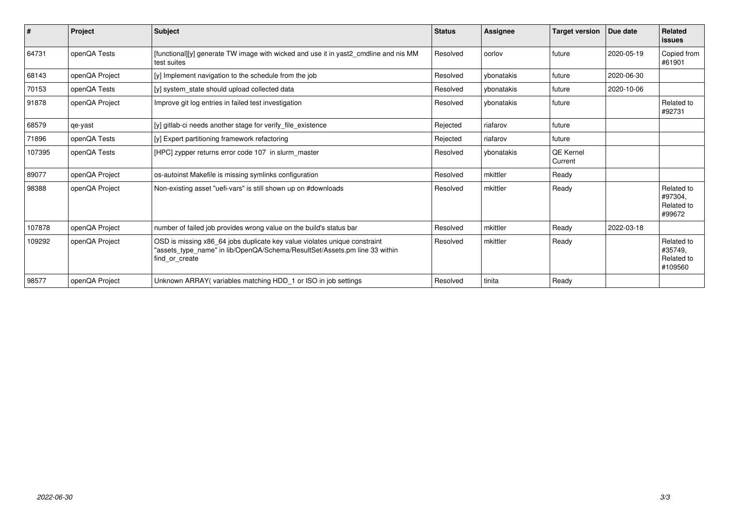| # | Project | Subject | Status | Assignee | Target version | Due date | Related issues |
|---|---|---|---|---|---|---|---|
| 64731 | openQA Tests | [functional][y] generate TW image with wicked and use it in yast2_cmdline and nis MM test suites | Resolved | oorlov | future | 2020-05-19 | Copied from #61901 |
| 68143 | openQA Project | [y] Implement navigation to the schedule from the job | Resolved | ybonatakis | future | 2020-06-30 | |
| 70153 | openQA Tests | [y] system_state should upload collected data | Resolved | ybonatakis | future | 2020-10-06 | |
| 91878 | openQA Project | Improve git log entries in failed test investigation | Resolved | ybonatakis | future | | Related to #92731 |
| 68579 | qe-yast | [y] gitlab-ci needs another stage for verify_file_existence | Rejected | riafarov | future | | |
| 71896 | openQA Tests | [y] Expert partitioning framework refactoring | Rejected | riafarov | future | | |
| 107395 | openQA Tests | [HPC] zypper returns error code 107 in slurm_master | Resolved | ybonatakis | QE Kernel Current | | |
| 89077 | openQA Project | os-autoinst Makefile is missing symlinks configuration | Resolved | mkittler | Ready | | |
| 98388 | openQA Project | Non-existing asset "uefi-vars" is still shown up on #downloads | Resolved | mkittler | Ready | | Related to #97304, Related to #99672 |
| 107878 | openQA Project | number of failed job provides wrong value on the build's status bar | Resolved | mkittler | Ready | 2022-03-18 | |
| 109292 | openQA Project | OSD is missing x86_64 jobs duplicate key value violates unique constraint "assets_type_name" in lib/OpenQA/Schema/ResultSet/Assets.pm line 33 within find_or_create | Resolved | mkittler | Ready | | Related to #35749, Related to #109560 |
| 98577 | openQA Project | Unknown ARRAY( variables matching HDD_1 or ISO in job settings | Resolved | tinita | Ready | | |